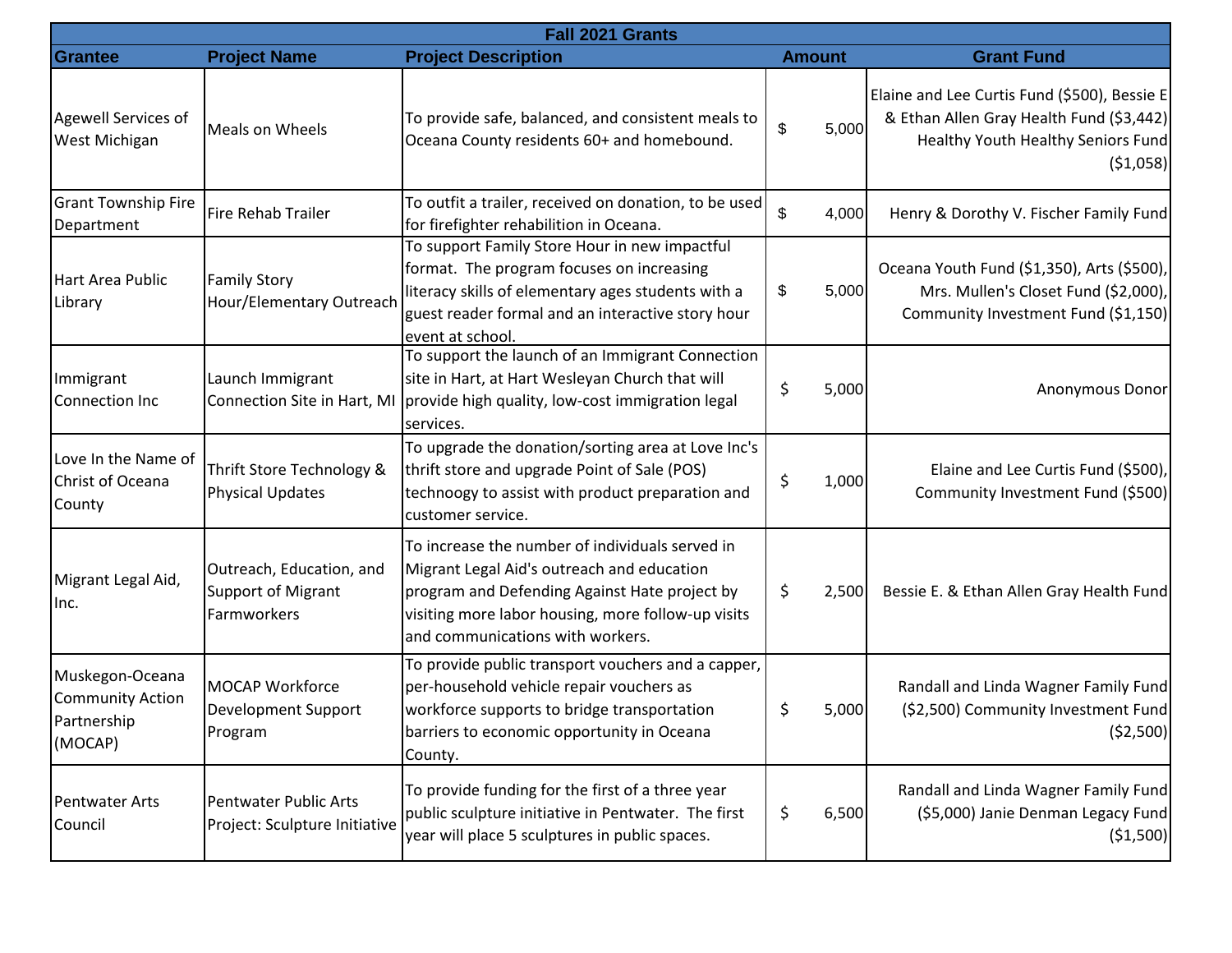| Fall 2021 Grants | | | | |
|---|---|---|---|---|
| **Grantee** | **Project Name** | **Project Description** | **Amount** | **Grant Fund** |
| Agewell Services of West Michigan | Meals on Wheels | To provide safe, balanced, and consistent meals to Oceana County residents 60+ and homebound. | $ 5,000 | Elaine and Lee Curtis Fund ($500), Bessie E & Ethan Allen Gray Health Fund ($3,442) Healthy Youth Healthy Seniors Fund ($1,058) |
| Grant Township Fire Department | Fire Rehab Trailer | To outfit a trailer, received on donation, to be used for firefighter rehabilition in Oceana. | $ 4,000 | Henry & Dorothy V. Fischer Family Fund |
| Hart Area Public Library | Family Story Hour/Elementary Outreach | To support Family Store Hour in new impactful format. The program focuses on increasing literacy skills of elementary ages students with a guest reader formal and an interactive story hour event at school. | $ 5,000 | Oceana Youth Fund ($1,350), Arts ($500), Mrs. Mullen's Closet Fund ($2,000), Community Investment Fund ($1,150) |
| Immigrant Connection Inc | Launch Immigrant Connection Site in Hart, MI | To support the launch of an Immigrant Connection site in Hart, at Hart Wesleyan Church that will provide high quality, low-cost immigration legal services. | $ 5,000 | Anonymous Donor |
| Love In the Name of Christ of Oceana County | Thrift Store Technology & Physical Updates | To upgrade the donation/sorting area at Love Inc's thrift store and upgrade Point of Sale (POS) technoogy to assist with product preparation and customer service. | $ 1,000 | Elaine and Lee Curtis Fund ($500), Community Investment Fund ($500) |
| Migrant Legal Aid, Inc. | Outreach, Education, and Support of Migrant Farmworkers | To increase the number of individuals served in Migrant Legal Aid's outreach and education program and Defending Against Hate project by visiting more labor housing, more follow-up visits and communications with workers. | $ 2,500 | Bessie E. & Ethan Allen Gray Health Fund |
| Muskegon-Oceana Community Action Partnership (MOCAP) | MOCAP Workforce Development Support Program | To provide public transport vouchers and a capper, per-household vehicle repair vouchers as workforce supports to bridge transportation barriers to economic opportunity in Oceana County. | $ 5,000 | Randall and Linda Wagner Family Fund ($2,500) Community Investment Fund ($2,500) |
| Pentwater Arts Council | Pentwater Public Arts Project: Sculpture Initiative | To provide funding for the first of a three year public sculpture initiative in Pentwater. The first year will place 5 sculptures in public spaces. | $ 6,500 | Randall and Linda Wagner Family Fund ($5,000) Janie Denman Legacy Fund ($1,500) |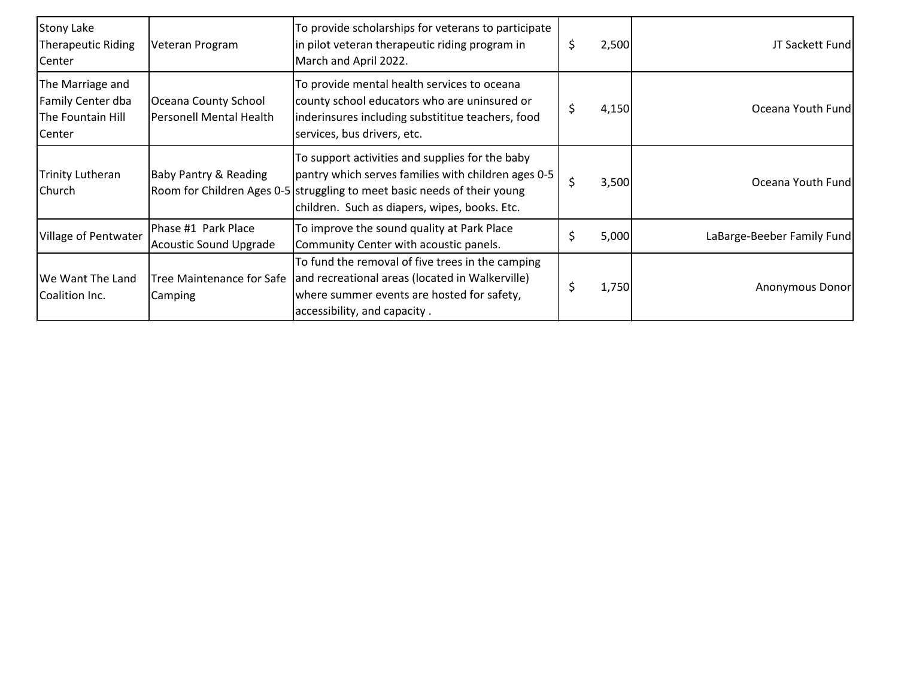| | | | | |
|---|---|---|---|---|
| Stony Lake Therapeutic Riding Center | Veteran Program | To provide scholarships for veterans to participate in pilot veteran therapeutic riding program in March and April 2022. | $ 2,500 | JT Sackett Fund |
| The Marriage and Family Center dba The Fountain Hill Center | Oceana County School Personell Mental Health | To provide mental health services to oceana county school educators who are uninsured or inderinsures including substititue teachers, food services, bus drivers, etc. | $ 4,150 | Oceana Youth Fund |
| Trinity Lutheran Church | Baby Pantry & Reading Room for Children Ages 0-5 | To support activities and supplies for the baby pantry which serves families with children ages 0-5 struggling to meet basic needs of their young children. Such as diapers, wipes, books. Etc. | $ 3,500 | Oceana Youth Fund |
| Village of Pentwater | Phase #1 Park Place Acoustic Sound Upgrade | To improve the sound quality at Park Place Community Center with acoustic panels. | $ 5,000 | LaBarge-Beeber Family Fund |
| We Want The Land Coalition Inc. | Tree Maintenance for Safe Camping | To fund the removal of five trees in the camping and recreational areas (located in Walkerville) where summer events are hosted for safety, accessibility, and capacity . | $ 1,750 | Anonymous Donor |